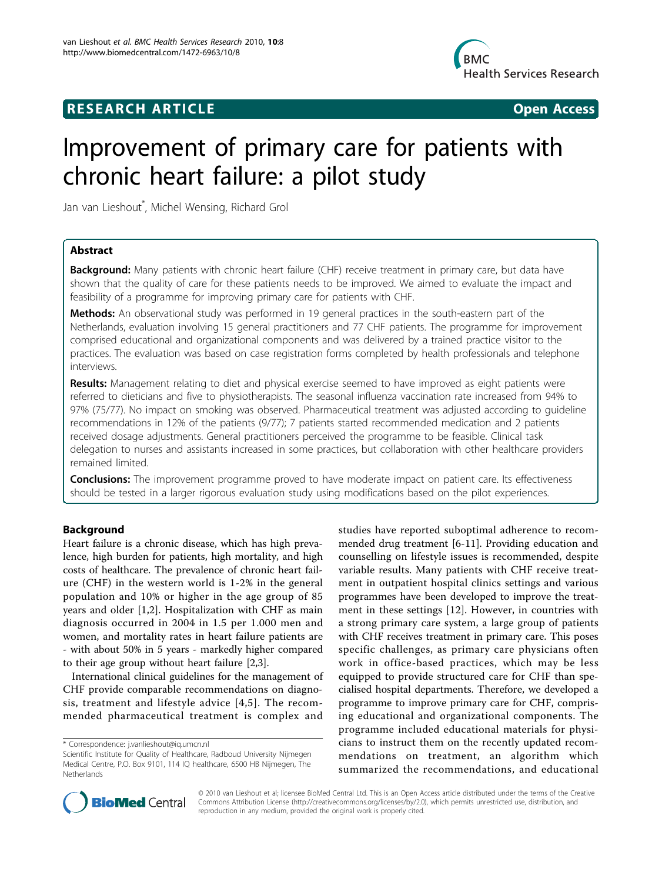**RESEARCH ARTICLE** **Open Access**

# Improvement of primary care for patients with chronic heart failure: a pilot study

Jan van Lieshout*, Michel Wensing, Richard Grol

## Abstract

**Background:** Many patients with chronic heart failure (CHF) receive treatment in primary care, but data have shown that the quality of care for these patients needs to be improved. We aimed to evaluate the impact and feasibility of a programme for improving primary care for patients with CHF.

**Methods:** An observational study was performed in 19 general practices in the south-eastern part of the Netherlands, evaluation involving 15 general practitioners and 77 CHF patients. The programme for improvement comprised educational and organizational components and was delivered by a trained practice visitor to the practices. The evaluation was based on case registration forms completed by health professionals and telephone interviews.

**Results:** Management relating to diet and physical exercise seemed to have improved as eight patients were referred to dieticians and five to physiotherapists. The seasonal influenza vaccination rate increased from 94% to 97% (75/77). No impact on smoking was observed. Pharmaceutical treatment was adjusted according to guideline recommendations in 12% of the patients (9/77); 7 patients started recommended medication and 2 patients received dosage adjustments. General practitioners perceived the programme to be feasible. Clinical task delegation to nurses and assistants increased in some practices, but collaboration with other healthcare providers remained limited.

**Conclusions:** The improvement programme proved to have moderate impact on patient care. Its effectiveness should be tested in a larger rigorous evaluation study using modifications based on the pilot experiences.

## Background

Heart failure is a chronic disease, which has high prevalence, high burden for patients, high mortality, and high costs of healthcare. The prevalence of chronic heart failure (CHF) in the western world is 1-2% in the general population and 10% or higher in the age group of 85 years and older [1,2]. Hospitalization with CHF as main diagnosis occurred in 2004 in 1.5 per 1.000 men and women, and mortality rates in heart failure patients are - with about 50% in 5 years - markedly higher compared to their age group without heart failure [2,3].

International clinical guidelines for the management of CHF provide comparable recommendations on diagnosis, treatment and lifestyle advice [4,5]. The recommended pharmaceutical treatment is complex and studies have reported suboptimal adherence to recommended drug treatment [6-11]. Providing education and counselling on lifestyle issues is recommended, despite variable results. Many patients with CHF receive treatment in outpatient hospital clinics settings and various programmes have been developed to improve the treatment in these settings [12]. However, in countries with a strong primary care system, a large group of patients with CHF receives treatment in primary care. This poses specific challenges, as primary care physicians often work in office-based practices, which may be less equipped to provide structured care for CHF than specialised hospital departments. Therefore, we developed a programme to improve primary care for CHF, comprising educational and organizational components. The programme included educational materials for physicians to instruct them on the recently updated recommendations on treatment, an algorithm which summarized the recommendations, and educational

\* Correspondence: j.vanlieshout@iq.umcn.nl
Scientific Institute for Quality of Healthcare, Radboud University Nijmegen Medical Centre, P.O. Box 9101, 114 IQ healthcare, 6500 HB Nijmegen, The Netherlands

© 2010 van Lieshout et al; licensee BioMed Central Ltd. This is an Open Access article distributed under the terms of the Creative Commons Attribution License (http://creativecommons.org/licenses/by/2.0), which permits unrestricted use, distribution, and reproduction in any medium, provided the original work is properly cited.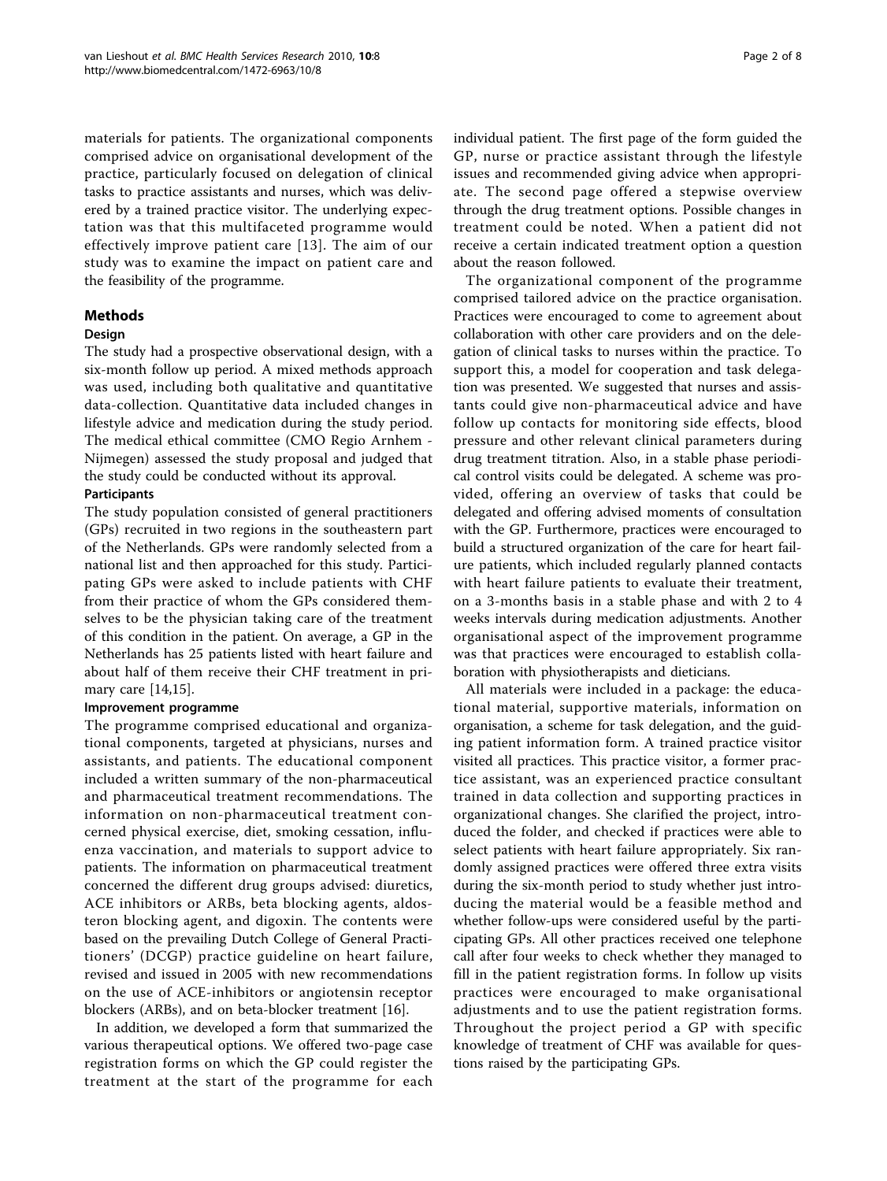materials for patients. The organizational components comprised advice on organisational development of the practice, particularly focused on delegation of clinical tasks to practice assistants and nurses, which was delivered by a trained practice visitor. The underlying expectation was that this multifaceted programme would effectively improve patient care [13]. The aim of our study was to examine the impact on patient care and the feasibility of the programme.

## Methods

### Design

The study had a prospective observational design, with a six-month follow up period. A mixed methods approach was used, including both qualitative and quantitative data-collection. Quantitative data included changes in lifestyle advice and medication during the study period. The medical ethical committee (CMO Regio Arnhem - Nijmegen) assessed the study proposal and judged that the study could be conducted without its approval.

### Participants

The study population consisted of general practitioners (GPs) recruited in two regions in the southeastern part of the Netherlands. GPs were randomly selected from a national list and then approached for this study. Participating GPs were asked to include patients with CHF from their practice of whom the GPs considered themselves to be the physician taking care of the treatment of this condition in the patient. On average, a GP in the Netherlands has 25 patients listed with heart failure and about half of them receive their CHF treatment in primary care [14,15].

### Improvement programme

The programme comprised educational and organizational components, targeted at physicians, nurses and assistants, and patients. The educational component included a written summary of the non-pharmaceutical and pharmaceutical treatment recommendations. The information on non-pharmaceutical treatment concerned physical exercise, diet, smoking cessation, influenza vaccination, and materials to support advice to patients. The information on pharmaceutical treatment concerned the different drug groups advised: diuretics, ACE inhibitors or ARBs, beta blocking agents, aldosteron blocking agent, and digoxin. The contents were based on the prevailing Dutch College of General Practitioners' (DCGP) practice guideline on heart failure, revised and issued in 2005 with new recommendations on the use of ACE-inhibitors or angiotensin receptor blockers (ARBs), and on beta-blocker treatment [16].

In addition, we developed a form that summarized the various therapeutical options. We offered two-page case registration forms on which the GP could register the treatment at the start of the programme for each individual patient. The first page of the form guided the GP, nurse or practice assistant through the lifestyle issues and recommended giving advice when appropriate. The second page offered a stepwise overview through the drug treatment options. Possible changes in treatment could be noted. When a patient did not receive a certain indicated treatment option a question about the reason followed.

The organizational component of the programme comprised tailored advice on the practice organisation. Practices were encouraged to come to agreement about collaboration with other care providers and on the delegation of clinical tasks to nurses within the practice. To support this, a model for cooperation and task delegation was presented. We suggested that nurses and assistants could give non-pharmaceutical advice and have follow up contacts for monitoring side effects, blood pressure and other relevant clinical parameters during drug treatment titration. Also, in a stable phase periodical control visits could be delegated. A scheme was provided, offering an overview of tasks that could be delegated and offering advised moments of consultation with the GP. Furthermore, practices were encouraged to build a structured organization of the care for heart failure patients, which included regularly planned contacts with heart failure patients to evaluate their treatment, on a 3-months basis in a stable phase and with 2 to 4 weeks intervals during medication adjustments. Another organisational aspect of the improvement programme was that practices were encouraged to establish collaboration with physiotherapists and dieticians.

All materials were included in a package: the educational material, supportive materials, information on organisation, a scheme for task delegation, and the guiding patient information form. A trained practice visitor visited all practices. This practice visitor, a former practice assistant, was an experienced practice consultant trained in data collection and supporting practices in organizational changes. She clarified the project, introduced the folder, and checked if practices were able to select patients with heart failure appropriately. Six randomly assigned practices were offered three extra visits during the six-month period to study whether just introducing the material would be a feasible method and whether follow-ups were considered useful by the participating GPs. All other practices received one telephone call after four weeks to check whether they managed to fill in the patient registration forms. In follow up visits practices were encouraged to make organisational adjustments and to use the patient registration forms. Throughout the project period a GP with specific knowledge of treatment of CHF was available for questions raised by the participating GPs.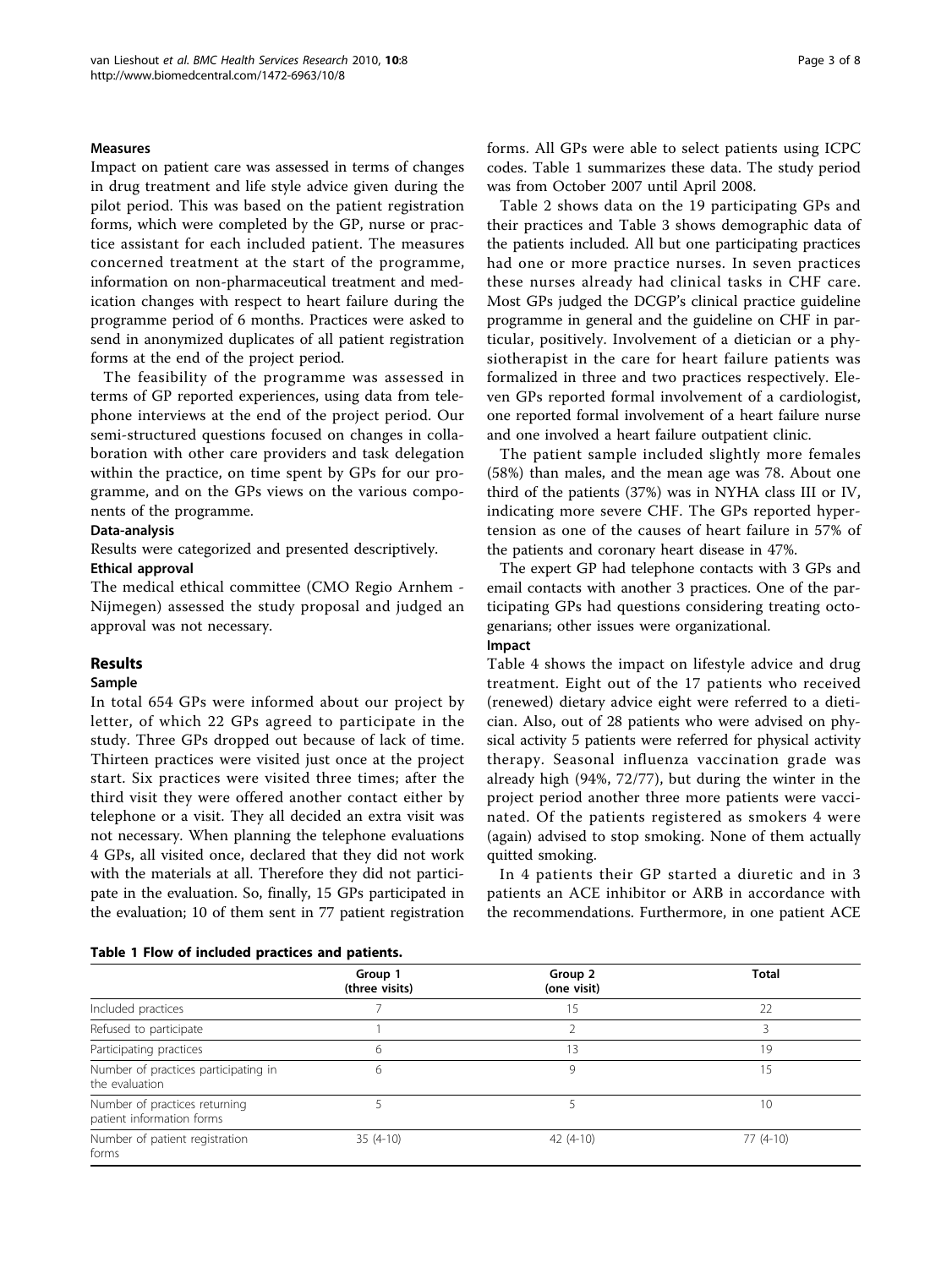### Measures

Impact on patient care was assessed in terms of changes in drug treatment and life style advice given during the pilot period. This was based on the patient registration forms, which were completed by the GP, nurse or practice assistant for each included patient. The measures concerned treatment at the start of the programme, information on non-pharmaceutical treatment and medication changes with respect to heart failure during the programme period of 6 months. Practices were asked to send in anonymized duplicates of all patient registration forms at the end of the project period.

The feasibility of the programme was assessed in terms of GP reported experiences, using data from telephone interviews at the end of the project period. Our semi-structured questions focused on changes in collaboration with other care providers and task delegation within the practice, on time spent by GPs for our programme, and on the GPs views on the various components of the programme.

### Data-analysis

Results were categorized and presented descriptively.

### Ethical approval

The medical ethical committee (CMO Regio Arnhem - Nijmegen) assessed the study proposal and judged an approval was not necessary.

## Results

### Sample

In total 654 GPs were informed about our project by letter, of which 22 GPs agreed to participate in the study. Three GPs dropped out because of lack of time. Thirteen practices were visited just once at the project start. Six practices were visited three times; after the third visit they were offered another contact either by telephone or a visit. They all decided an extra visit was not necessary. When planning the telephone evaluations 4 GPs, all visited once, declared that they did not work with the materials at all. Therefore they did not participate in the evaluation. So, finally, 15 GPs participated in the evaluation; 10 of them sent in 77 patient registration forms. All GPs were able to select patients using ICPC codes. Table 1 summarizes these data. The study period was from October 2007 until April 2008.

Table 2 shows data on the 19 participating GPs and their practices and Table 3 shows demographic data of the patients included. All but one participating practices had one or more practice nurses. In seven practices these nurses already had clinical tasks in CHF care. Most GPs judged the DCGP's clinical practice guideline programme in general and the guideline on CHF in particular, positively. Involvement of a dietician or a physiotherapist in the care for heart failure patients was formalized in three and two practices respectively. Eleven GPs reported formal involvement of a cardiologist, one reported formal involvement of a heart failure nurse and one involved a heart failure outpatient clinic.

The patient sample included slightly more females (58%) than males, and the mean age was 78. About one third of the patients (37%) was in NYHA class III or IV, indicating more severe CHF. The GPs reported hypertension as one of the causes of heart failure in 57% of the patients and coronary heart disease in 47%.

The expert GP had telephone contacts with 3 GPs and email contacts with another 3 practices. One of the participating GPs had questions considering treating octogenarians; other issues were organizational.

### Impact

Table 4 shows the impact on lifestyle advice and drug treatment. Eight out of the 17 patients who received (renewed) dietary advice eight were referred to a dietician. Also, out of 28 patients who were advised on physical activity 5 patients were referred for physical activity therapy. Seasonal influenza vaccination grade was already high (94%, 72/77), but during the winter in the project period another three more patients were vaccinated. Of the patients registered as smokers 4 were (again) advised to stop smoking. None of them actually quitted smoking.

In 4 patients their GP started a diuretic and in 3 patients an ACE inhibitor or ARB in accordance with the recommendations. Furthermore, in one patient ACE

**Table 1 Flow of included practices and patients.**

| | Group 1 (three visits) | Group 2 (one visit) | Total |
|---|---|---|---|
| Included practices | 7 | 15 | 22 |
| Refused to participate | 1 | 2 | 3 |
| Participating practices | 6 | 13 | 19 |
| Number of practices participating in the evaluation | 6 | 9 | 15 |
| Number of practices returning patient information forms | 5 | 5 | 10 |
| Number of patient registration forms | 35 (4-10) | 42 (4-10) | 77 (4-10) |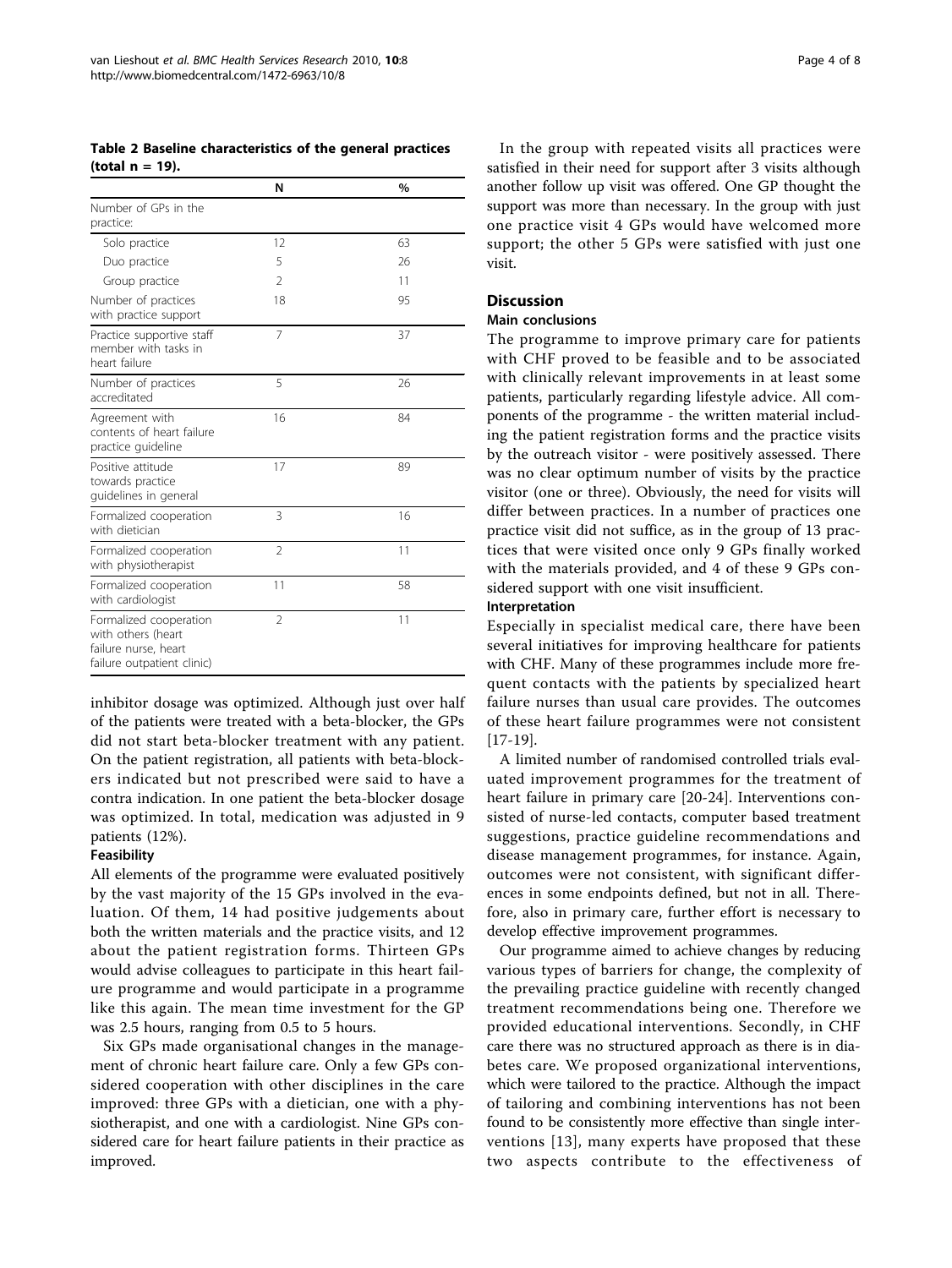**Table 2 Baseline characteristics of the general practices (total n = 19).**

| | N | % |
|---|---|---|
| Number of GPs in the practice: | | |
| Solo practice | 12 | 63 |
| Duo practice | 5 | 26 |
| Group practice | 2 | 11 |
| Number of practices with practice support | 18 | 95 |
| Practice supportive staff member with tasks in heart failure | 7 | 37 |
| Number of practices accreditated | 5 | 26 |
| Agreement with contents of heart failure practice guideline | 16 | 84 |
| Positive attitude towards practice guidelines in general | 17 | 89 |
| Formalized cooperation with dietician | 3 | 16 |
| Formalized cooperation with physiotherapist | 2 | 11 |
| Formalized cooperation with cardiologist | 11 | 58 |
| Formalized cooperation with others (heart failure nurse, heart failure outpatient clinic) | 2 | 11 |

inhibitor dosage was optimized. Although just over half of the patients were treated with a beta-blocker, the GPs did not start beta-blocker treatment with any patient. On the patient registration, all patients with beta-blockers indicated but not prescribed were said to have a contra indication. In one patient the beta-blocker dosage was optimized. In total, medication was adjusted in 9 patients (12%).

### Feasibility

All elements of the programme were evaluated positively by the vast majority of the 15 GPs involved in the evaluation. Of them, 14 had positive judgements about both the written materials and the practice visits, and 12 about the patient registration forms. Thirteen GPs would advise colleagues to participate in this heart failure programme and would participate in a programme like this again. The mean time investment for the GP was 2.5 hours, ranging from 0.5 to 5 hours.

Six GPs made organisational changes in the management of chronic heart failure care. Only a few GPs considered cooperation with other disciplines in the care improved: three GPs with a dietician, one with a physiotherapist, and one with a cardiologist. Nine GPs considered care for heart failure patients in their practice as improved.

In the group with repeated visits all practices were satisfied in their need for support after 3 visits although another follow up visit was offered. One GP thought the support was more than necessary. In the group with just one practice visit 4 GPs would have welcomed more support; the other 5 GPs were satisfied with just one visit.

## Discussion

### Main conclusions

The programme to improve primary care for patients with CHF proved to be feasible and to be associated with clinically relevant improvements in at least some patients, particularly regarding lifestyle advice. All components of the programme - the written material including the patient registration forms and the practice visits by the outreach visitor - were positively assessed. There was no clear optimum number of visits by the practice visitor (one or three). Obviously, the need for visits will differ between practices. In a number of practices one practice visit did not suffice, as in the group of 13 practices that were visited once only 9 GPs finally worked with the materials provided, and 4 of these 9 GPs considered support with one visit insufficient.

### Interpretation

Especially in specialist medical care, there have been several initiatives for improving healthcare for patients with CHF. Many of these programmes include more frequent contacts with the patients by specialized heart failure nurses than usual care provides. The outcomes of these heart failure programmes were not consistent [17-19].

A limited number of randomised controlled trials evaluated improvement programmes for the treatment of heart failure in primary care [20-24]. Interventions consisted of nurse-led contacts, computer based treatment suggestions, practice guideline recommendations and disease management programmes, for instance. Again, outcomes were not consistent, with significant differences in some endpoints defined, but not in all. Therefore, also in primary care, further effort is necessary to develop effective improvement programmes.

Our programme aimed to achieve changes by reducing various types of barriers for change, the complexity of the prevailing practice guideline with recently changed treatment recommendations being one. Therefore we provided educational interventions. Secondly, in CHF care there was no structured approach as there is in diabetes care. We proposed organizational interventions, which were tailored to the practice. Although the impact of tailoring and combining interventions has not been found to be consistently more effective than single interventions [13], many experts have proposed that these two aspects contribute to the effectiveness of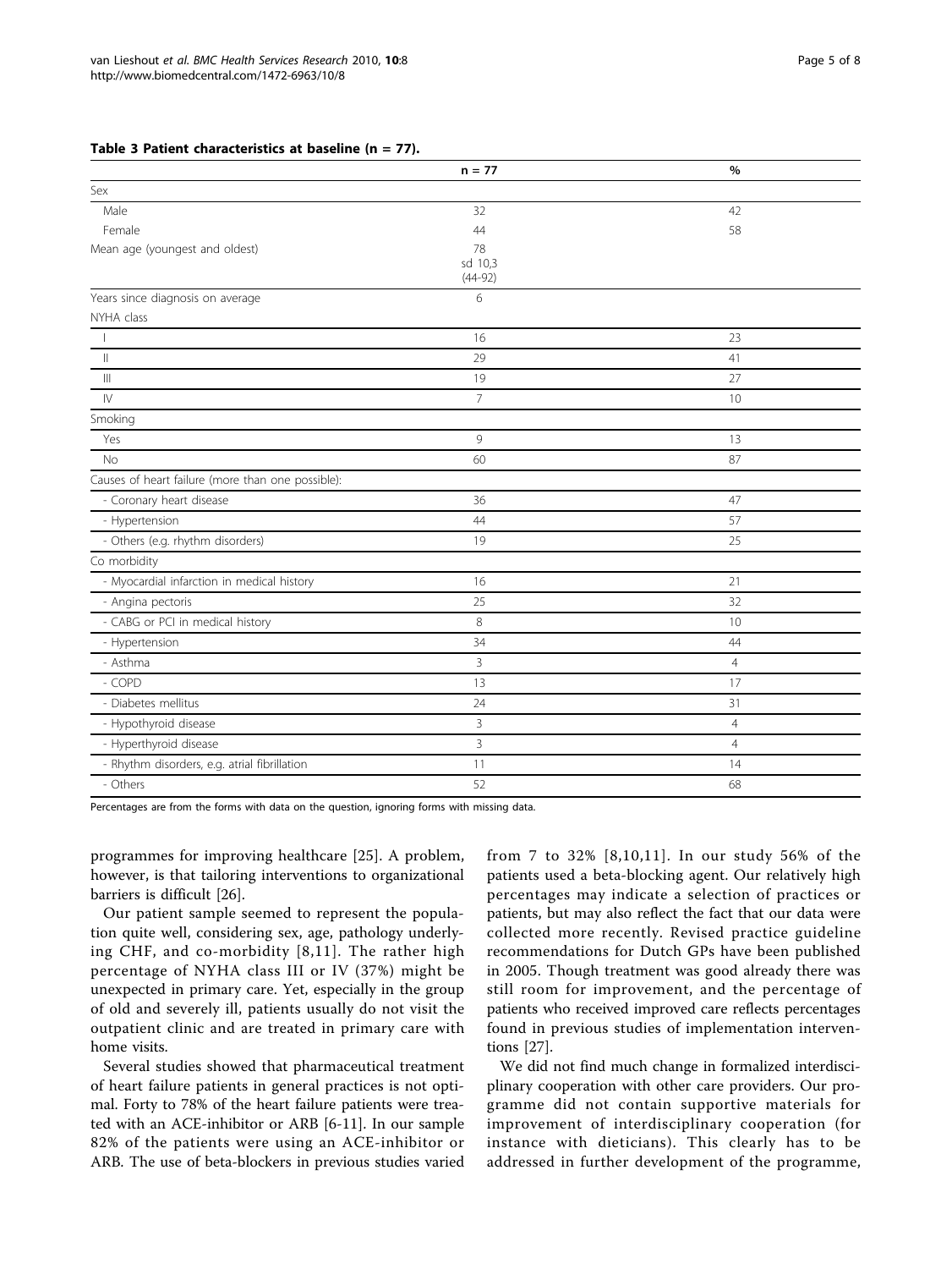**Table 3 Patient characteristics at baseline (n = 77).**

| | n = 77 | % |
|---|---|---|
| Sex | | |
| Male | 32 | 42 |
| Female | 44 | 58 |
| Mean age (youngest and oldest) | 78 sd 10,3 (44-92) | |
| Years since diagnosis on average | 6 | |
| NYHA class | | |
| I | 16 | 23 |
| II | 29 | 41 |
| III | 19 | 27 |
| IV | 7 | 10 |
| Smoking | | |
| Yes | 9 | 13 |
| No | 60 | 87 |
| Causes of heart failure (more than one possible): | | |
| - Coronary heart disease | 36 | 47 |
| - Hypertension | 44 | 57 |
| - Others (e.g. rhythm disorders) | 19 | 25 |
| Co morbidity | | |
| - Myocardial infarction in medical history | 16 | 21 |
| - Angina pectoris | 25 | 32 |
| - CABG or PCI in medical history | 8 | 10 |
| - Hypertension | 34 | 44 |
| - Asthma | 3 | 4 |
| - COPD | 13 | 17 |
| - Diabetes mellitus | 24 | 31 |
| - Hypothyroid disease | 3 | 4 |
| - Hyperthyroid disease | 3 | 4 |
| - Rhythm disorders, e.g. atrial fibrillation | 11 | 14 |
| - Others | 52 | 68 |

Percentages are from the forms with data on the question, ignoring forms with missing data.

programmes for improving healthcare [25]. A problem, however, is that tailoring interventions to organizational barriers is difficult [26].

Our patient sample seemed to represent the population quite well, considering sex, age, pathology underlying CHF, and co-morbidity [8,11]. The rather high percentage of NYHA class III or IV (37%) might be unexpected in primary care. Yet, especially in the group of old and severely ill, patients usually do not visit the outpatient clinic and are treated in primary care with home visits.

Several studies showed that pharmaceutical treatment of heart failure patients in general practices is not optimal. Forty to 78% of the heart failure patients were treated with an ACE-inhibitor or ARB [6-11]. In our sample 82% of the patients were using an ACE-inhibitor or ARB. The use of beta-blockers in previous studies varied from 7 to 32% [8,10,11]. In our study 56% of the patients used a beta-blocking agent. Our relatively high percentages may indicate a selection of practices or patients, but may also reflect the fact that our data were collected more recently. Revised practice guideline recommendations for Dutch GPs have been published in 2005. Though treatment was good already there was still room for improvement, and the percentage of patients who received improved care reflects percentages found in previous studies of implementation interventions [27].

We did not find much change in formalized interdisciplinary cooperation with other care providers. Our programme did not contain supportive materials for improvement of interdisciplinary cooperation (for instance with dieticians). This clearly has to be addressed in further development of the programme,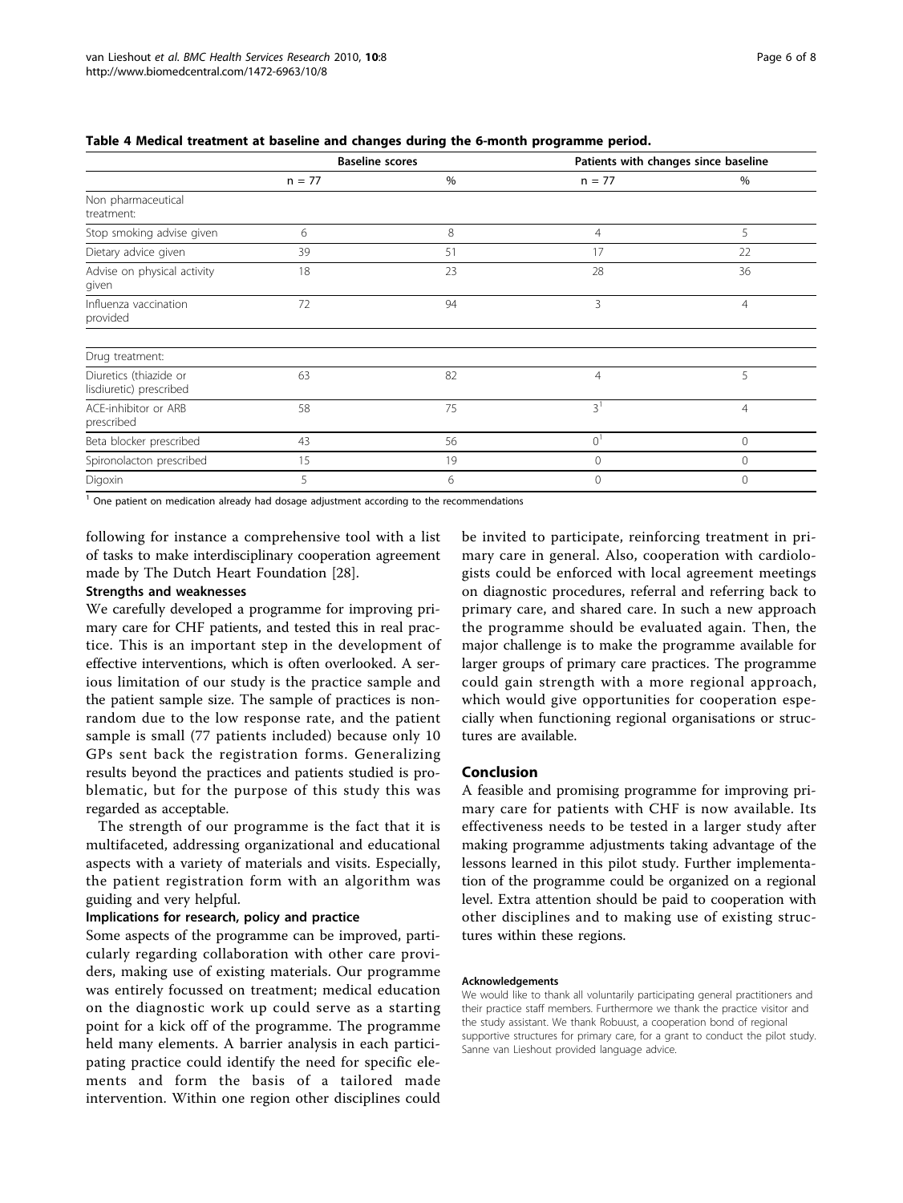**Table 4 Medical treatment at baseline and changes during the 6-month programme period.**

| | Baseline scores | | Patients with changes since baseline | |
|---|---|---|---|---|
| | n = 77 | % | n = 77 | % |
| Non pharmaceutical treatment: | | | | |
| Stop smoking advise given | 6 | 8 | 4 | 5 |
| Dietary advice given | 39 | 51 | 17 | 22 |
| Advise on physical activity given | 18 | 23 | 28 | 36 |
| Influenza vaccination provided | 72 | 94 | 3 | 4 |
| Drug treatment: | | | | |
| Diuretics (thiazide or lisdiuretic) prescribed | 63 | 82 | 4 | 5 |
| ACE-inhibitor or ARB prescribed | 58 | 75 | 3[1] | 4 |
| Beta blocker prescribed | 43 | 56 | 0[1] | 0 |
| Spironolacton prescribed | 15 | 19 | 0 | 0 |
| Digoxin | 5 | 6 | 0 | 0 |

[1] One patient on medication already had dosage adjustment according to the recommendations

following for instance a comprehensive tool with a list of tasks to make interdisciplinary cooperation agreement made by The Dutch Heart Foundation [28].

### Strengths and weaknesses

We carefully developed a programme for improving primary care for CHF patients, and tested this in real practice. This is an important step in the development of effective interventions, which is often overlooked. A serious limitation of our study is the practice sample and the patient sample size. The sample of practices is non-random due to the low response rate, and the patient sample is small (77 patients included) because only 10 GPs sent back the registration forms. Generalizing results beyond the practices and patients studied is problematic, but for the purpose of this study this was regarded as acceptable.

The strength of our programme is the fact that it is multifaceted, addressing organizational and educational aspects with a variety of materials and visits. Especially, the patient registration form with an algorithm was guiding and very helpful.

### Implications for research, policy and practice

Some aspects of the programme can be improved, particularly regarding collaboration with other care providers, making use of existing materials. Our programme was entirely focussed on treatment; medical education on the diagnostic work up could serve as a starting point for a kick off of the programme. The programme held many elements. A barrier analysis in each participating practice could identify the need for specific elements and form the basis of a tailored made intervention. Within one region other disciplines could be invited to participate, reinforcing treatment in primary care in general. Also, cooperation with cardiologists could be enforced with local agreement meetings on diagnostic procedures, referral and referring back to primary care, and shared care. In such a new approach the programme should be evaluated again. Then, the major challenge is to make the programme available for larger groups of primary care practices. The programme could gain strength with a more regional approach, which would give opportunities for cooperation especially when functioning regional organisations or structures are available.

## Conclusion

A feasible and promising programme for improving primary care for patients with CHF is now available. Its effectiveness needs to be tested in a larger study after making programme adjustments taking advantage of the lessons learned in this pilot study. Further implementation of the programme could be organized on a regional level. Extra attention should be paid to cooperation with other disciplines and to making use of existing structures within these regions.

#### Acknowledgements

We would like to thank all voluntarily participating general practitioners and their practice staff members. Furthermore we thank the practice visitor and the study assistant. We thank Robuust, a cooperation bond of regional supportive structures for primary care, for a grant to conduct the pilot study. Sanne van Lieshout provided language advice.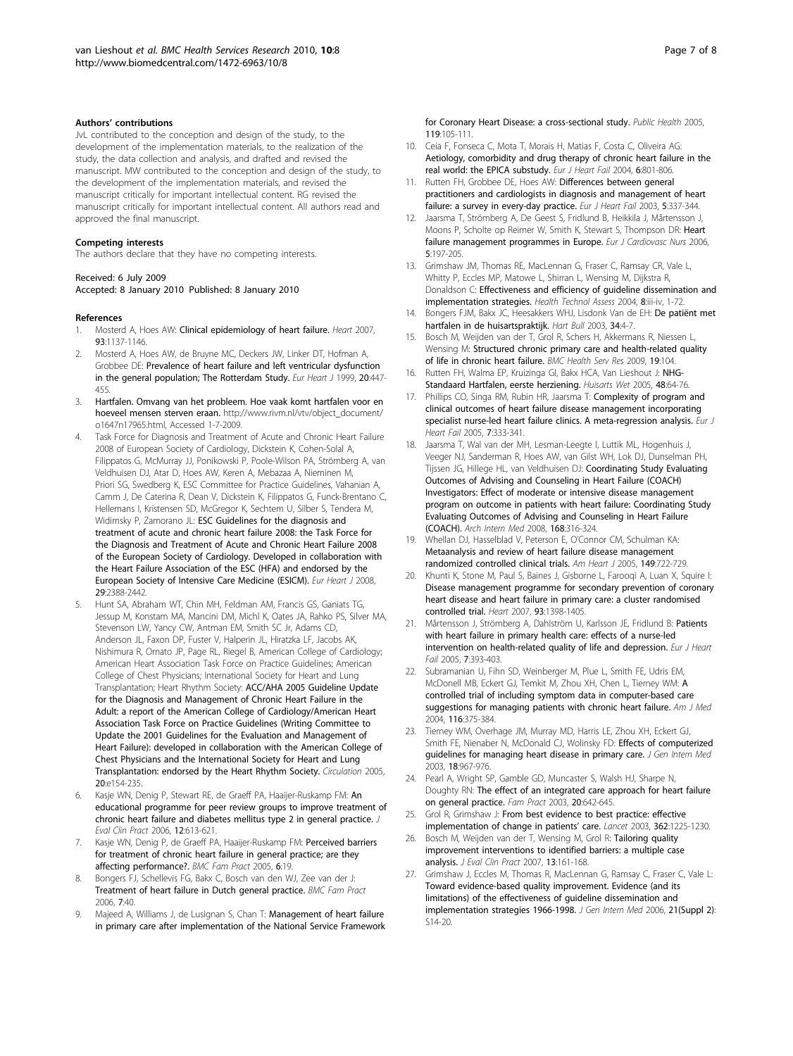### Authors' contributions

JvL contributed to the conception and design of the study, to the development of the implementation materials, to the realization of the study, the data collection and analysis, and drafted and revised the manuscript. MW contributed to the conception and design of the study, to the development of the implementation materials, and revised the manuscript critically for important intellectual content. RG revised the manuscript critically for important intellectual content. All authors read and approved the final manuscript.

### Competing interests

The authors declare that they have no competing interests.

Received: 6 July 2009
Accepted: 8 January 2010 Published: 8 January 2010

### References

1. Mosterd A, Hoes AW: **Clinical epidemiology of heart failure.** *Heart* 2007, **93**:1137-1146.
2. Mosterd A, Hoes AW, de Bruyne MC, Deckers JW, Linker DT, Hofman A, Grobbee DE: **Prevalence of heart failure and left ventricular dysfunction in the general population; The Rotterdam Study.** *Eur Heart J* 1999, **20**:447-455.
3. **Hartfalen. Omvang van het probleem. Hoe vaak komt hartfalen voor en hoeveel mensen sterven eraan.** http://www.rivm.nl/vtv/object_document/o1647n17965.html, Accessed 1-7-2009.
4. Task Force for Diagnosis and Treatment of Acute and Chronic Heart Failure 2008 of European Society of Cardiology, Dickstein K, Cohen-Solal A, Filippatos G, McMurray JJ, Ponikowski P, Poole-Wilson PA, Strömberg A, van Veldhuisen DJ, Atar D, Hoes AW, Keren A, Mebazaa A, Nieminen M, Priori SG, Swedberg K, ESC Committee for Practice Guidelines, Vahanian A, Camm J, De Caterina R, Dean V, Dickstein K, Filippatos G, Funck-Brentano C, Hellemans I, Kristensen SD, McGregor K, Sechtem U, Silber S, Tendera M, Widimsky P, Zamorano JL: **ESC Guidelines for the diagnosis and treatment of acute and chronic heart failure 2008: the Task Force for the Diagnosis and Treatment of Acute and Chronic Heart Failure 2008 of the European Society of Cardiology. Developed in collaboration with the Heart Failure Association of the ESC (HFA) and endorsed by the European Society of Intensive Care Medicine (ESICM).** *Eur Heart J* 2008, **29**:2388-2442.
5. Hunt SA, Abraham WT, Chin MH, Feldman AM, Francis GS, Ganiats TG, Jessup M, Konstam MA, Mancini DM, Michl K, Oates JA, Rahko PS, Silver MA, Stevenson LW, Yancy CW, Antman EM, Smith SC Jr, Adams CD, Anderson JL, Faxon DP, Fuster V, Halperin JL, Hiratzka LF, Jacobs AK, Nishimura R, Ornato JP, Page RL, Riegel B, American College of Cardiology; American Heart Association Task Force on Practice Guidelines; American College of Chest Physicians; International Society for Heart and Lung Transplantation; Heart Rhythm Society: **ACC/AHA 2005 Guideline Update for the Diagnosis and Management of Chronic Heart Failure in the Adult: a report of the American College of Cardiology/American Heart Association Task Force on Practice Guidelines (Writing Committee to Update the 2001 Guidelines for the Evaluation and Management of Heart Failure): developed in collaboration with the American College of Chest Physicians and the International Society for Heart and Lung Transplantation: endorsed by the Heart Rhythm Society.** *Circulation* 2005, **20**:e154-235.
6. Kasje WN, Denig P, Stewart RE, de Graeff PA, Haaijer-Ruskamp FM: **An educational programme for peer review groups to improve treatment of chronic heart failure and diabetes mellitus type 2 in general practice.** *J Eval Clin Pract* 2006, **12**:613-621.
7. Kasje WN, Denig P, de Graeff PA, Haaijer-Ruskamp FM: **Perceived barriers for treatment of chronic heart failure in general practice; are they affecting performance?.** *BMC Fam Pract* 2005, **6**:19.
8. Bongers FJ, Schellevis FG, Bakx C, Bosch van den WJ, Zee van der J: **Treatment of heart failure in Dutch general practice.** *BMC Fam Pract* 2006, **7**:40.
9. Majeed A, Williams J, de Lusignan S, Chan T: **Management of heart failure in primary care after implementation of the National Service Framework for Coronary Heart Disease: a cross-sectional study.** *Public Health* 2005, **119**:105-111.
10. Ceia F, Fonseca C, Mota T, Morais H, Matias F, Costa C, Oliveira AG: **Aetiology, comorbidity and drug therapy of chronic heart failure in the real world: the EPICA substudy.** *Eur J Heart Fail* 2004, **6**:801-806.
11. Rutten FH, Grobbee DE, Hoes AW: **Differences between general practitioners and cardiologists in diagnosis and management of heart failure: a survey in every-day practice.** *Eur J Heart Fail* 2003, **5**:337-344.
12. Jaarsma T, Strömberg A, De Geest S, Fridlund B, Heikkila J, Mårtensson J, Moons P, Scholte op Reimer W, Smith K, Stewart S, Thompson DR: **Heart failure management programmes in Europe.** *Eur J Cardiovasc Nurs* 2006, **5**:197-205.
13. Grimshaw JM, Thomas RE, MacLennan G, Fraser C, Ramsay CR, Vale L, Whitty P, Eccles MP, Matowe L, Shirran L, Wensing M, Dijkstra R, Donaldson C: **Effectiveness and efficiency of guideline dissemination and implementation strategies.** *Health Technol Assess* 2004, **8**:iii-iv, 1-72.
14. Bongers FJM, Bakx JC, Heesakkers WHJ, Lisdonk Van de EH: **De patiënt met hartfalen in de huisartspraktijk.** *Hart Bull* 2003, **34**:4-7.
15. Bosch M, Weijden van der T, Grol R, Schers H, Akkermans R, Niessen L, Wensing M: **Structured chronic primary care and health-related quality of life in chronic heart failure.** *BMC Health Serv Res* 2009, **19**:104.
16. Rutten FH, Walma EP, Kruizinga GI, Bakx HCA, Van Lieshout J: **NHG-Standaard Hartfalen, eerste herziening.** *Huisarts Wet* 2005, **48**:64-76.
17. Phillips CO, Singa RM, Rubin HR, Jaarsma T: **Complexity of program and clinical outcomes of heart failure disease management incorporating specialist nurse-led heart failure clinics. A meta-regression analysis.** *Eur J Heart Fail* 2005, **7**:333-341.
18. Jaarsma T, Wal van der MH, Lesman-Leegte I, Luttik ML, Hogenhuis J, Veeger NJ, Sanderman R, Hoes AW, van Gilst WH, Lok DJ, Dunselman PH, Tijssen JG, Hillege HL, van Veldhuisen DJ: **Coordinating Study Evaluating Outcomes of Advising and Counseling in Heart Failure (COACH) Investigators: Effect of moderate or intensive disease management program on outcome in patients with heart failure: Coordinating Study Evaluating Outcomes of Advising and Counseling in Heart Failure (COACH).** *Arch Intern Med* 2008, **168**:316-324.
19. Whellan DJ, Hasselblad V, Peterson E, O'Connor CM, Schulman KA: **Metaanalysis and review of heart failure disease management randomized controlled clinical trials.** *Am Heart J* 2005, **149**:722-729.
20. Khunti K, Stone M, Paul S, Baines J, Gisborne L, Farooqi A, Luan X, Squire I: **Disease management programme for secondary prevention of coronary heart disease and heart failure in primary care: a cluster randomised controlled trial.** *Heart* 2007, **93**:1398-1405.
21. Mårtensson J, Strömberg A, Dahlström U, Karlsson JE, Fridlund B: **Patients with heart failure in primary health care: effects of a nurse-led intervention on health-related quality of life and depression.** *Eur J Heart Fail* 2005, **7**:393-403.
22. Subramanian U, Fihn SD, Weinberger M, Plue L, Smith FE, Udris EM, McDonell MB, Eckert GJ, Temkit M, Zhou XH, Chen L, Tierney WM: **A controlled trial of including symptom data in computer-based care suggestions for managing patients with chronic heart failure.** *Am J Med* 2004, **116**:375-384.
23. Tierney WM, Overhage JM, Murray MD, Harris LE, Zhou XH, Eckert GJ, Smith FE, Nienaber N, McDonald CJ, Wolinsky FD: **Effects of computerized guidelines for managing heart disease in primary care.** *J Gen Intern Med* 2003, **18**:967-976.
24. Pearl A, Wright SP, Gamble GD, Muncaster S, Walsh HJ, Sharpe N, Doughty RN: **The effect of an integrated care approach for heart failure on general practice.** *Fam Pract* 2003, **20**:642-645.
25. Grol R, Grimshaw J: **From best evidence to best practice: effective implementation of change in patients' care.** *Lancet* 2003, **362**:1225-1230.
26. Bosch M, Weijden van der T, Wensing M, Grol R: **Tailoring quality improvement interventions to identified barriers: a multiple case analysis.** *J Eval Clin Pract* 2007, **13**:161-168.
27. Grimshaw J, Eccles M, Thomas R, MacLennan G, Ramsay C, Fraser C, Vale L: **Toward evidence-based quality improvement. Evidence (and its limitations) of the effectiveness of guideline dissemination and implementation strategies 1966-1998.** *J Gen Intern Med* 2006, **21(Suppl 2)**:S14-20.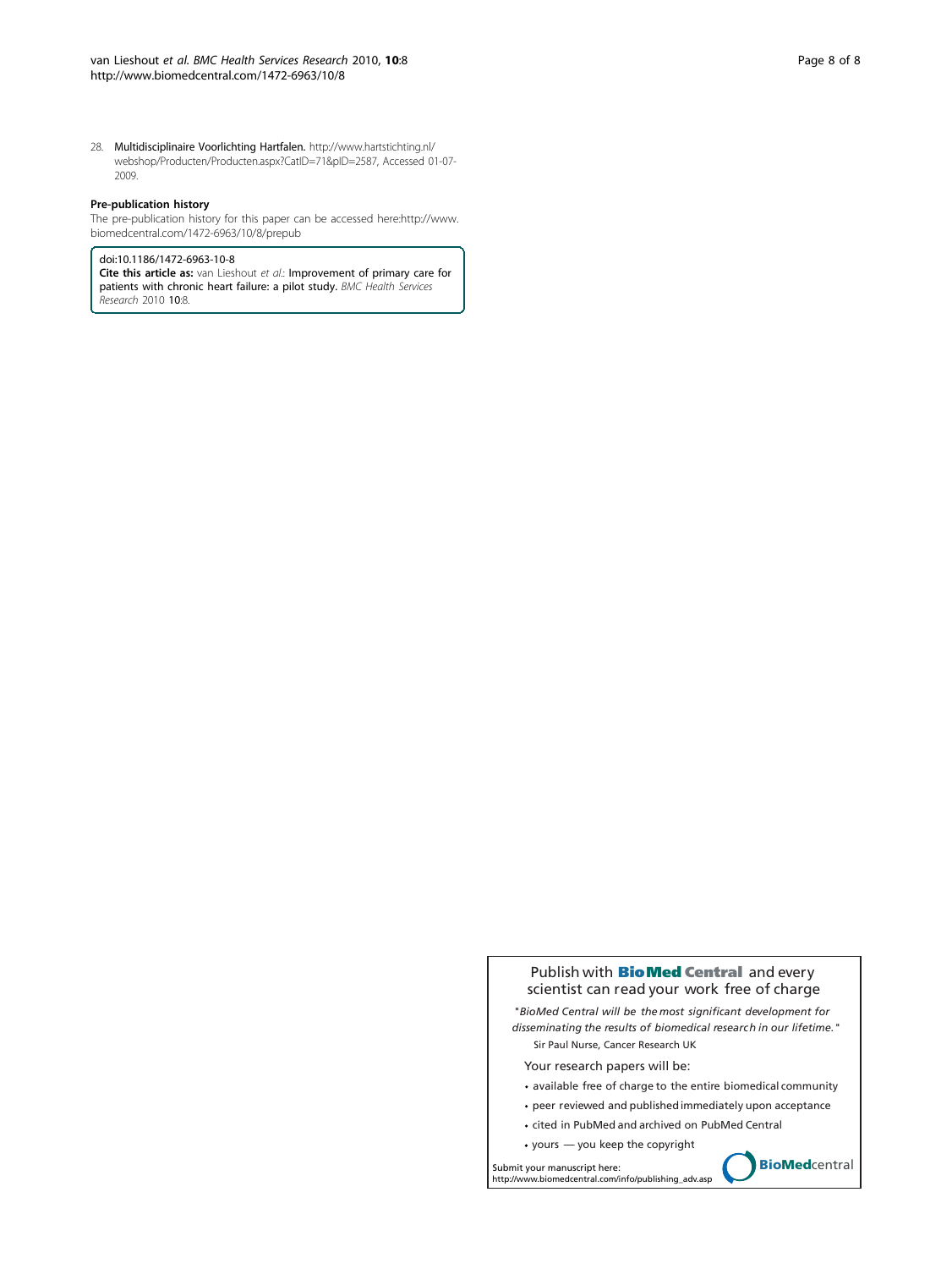28. **Multidisciplinaire Voorlichting Hartfalen.** http://www.hartstichting.nl/webshop/Producten/Producten.aspx?CatID=71&pID=2587, Accessed 01-07-2009.

**Pre-publication history**

The pre-publication history for this paper can be accessed here:http://www.biomedcentral.com/1472-6963/10/8/prepub

doi:10.1186/1472-6963-10-8

**Cite this article as:** van Lieshout *et al.*: Improvement of primary care for patients with chronic heart failure: a pilot study. *BMC Health Services Research* 2010 **10**:8.

Publish with **BioMed Central** and every scientist can read your work free of charge

"*BioMed Central will be the most significant development for disseminating the results of biomedical research in our lifetime.*"

Sir Paul Nurse, Cancer Research UK

Your research papers will be:

- available free of charge to the entire biomedical community
- peer reviewed and published immediately upon acceptance
- cited in PubMed and archived on PubMed Central
- yours — you keep the copyright

Submit your manuscript here:
http://www.biomedcentral.com/info/publishing_adv.asp

**BioMed**central